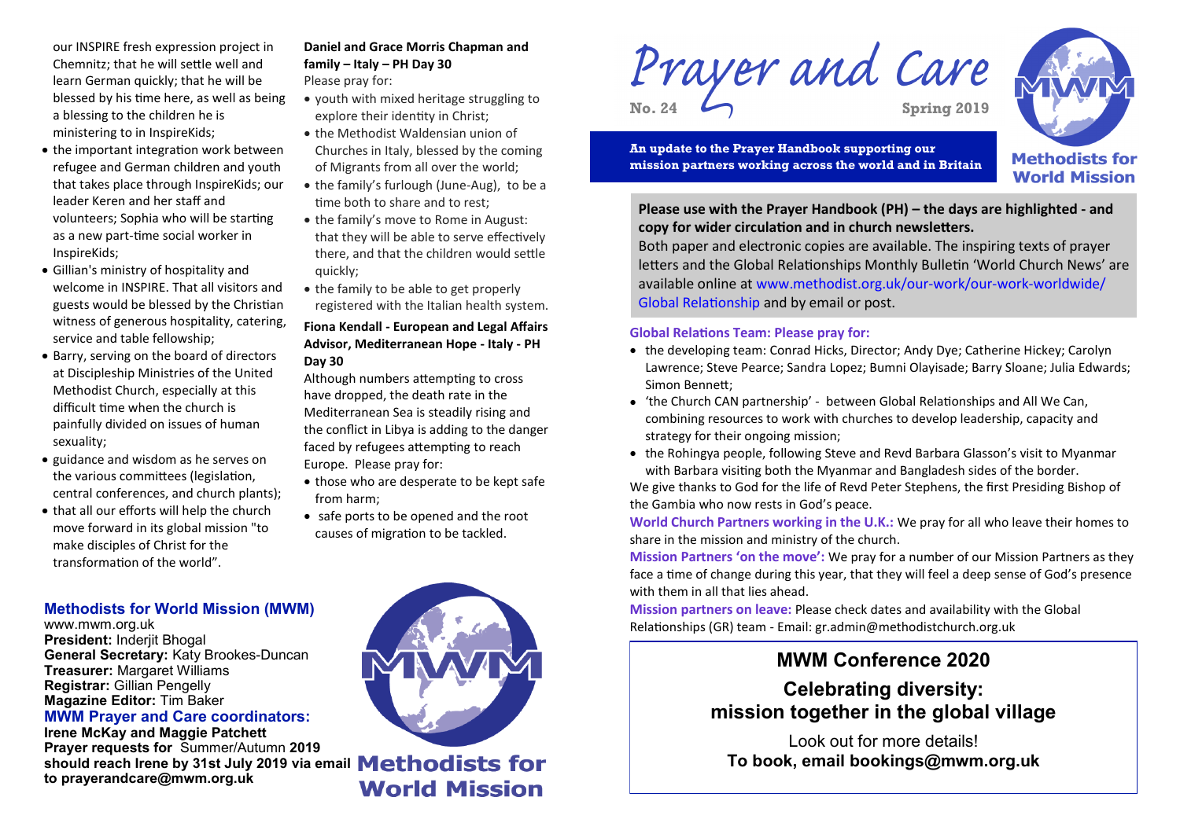our INSPIRE fresh expression project in Chemnitz; that he will settle well and learn German quickly; that he will be blessed by his time here, as well as being a blessing to the children he is ministering to in InspireKids;

- the important integration work between refugee and German children and youth that takes place through InspireKids; our leader Keren and her staff and volunteers; Sophia who will be starting as a new part-time social worker in InspireKids;
- Gillian's ministry of hospitality and welcome in INSPIRE. That all visitors and guests would be blessed by the Christian witness of generous hospitality, catering, service and table fellowship;
- Barry, serving on the board of directors at Discipleship Ministries of the United Methodist Church, especially at this difficult time when the church is painfully divided on issues of human sexuality;
- guidance and wisdom as he serves on the various committees (legislation, central conferences, and church plants);
- that all our efforts will help the church move forward in its global mission "to make disciples of Christ for the transformation of the world".

**Daniel and Grace Morris Chapman and family – Italy – PH Day 30**

Please pray for:

- youth with mixed heritage struggling to explore their identity in Christ;
- the Methodist Waldensian union of Churches in Italy, blessed by the coming of Migrants from all over the world;
- the family's furlough (June-Aug), to be a time both to share and to rest;
- the family's move to Rome in August: that they will be able to serve effectively there, and that the children would settle quickly;
- the family to be able to get properly registered with the Italian health system.

**Fiona Kendall - European and Legal Affairs Advisor, Mediterranean Hope - Italy - PH Day 30**

Although numbers attempting to cross have dropped, the death rate in the Mediterranean Sea is steadily rising and the conflict in Libya is adding to the danger faced by refugees attempting to reach Europe. Please pray for:

- those who are desperate to be kept safe from harm;
- safe ports to be opened and the root causes of migration to be tackled.

## Methodists for World Mission (MWM)

www.mwm.org.uk
**President:** Inderjit Bhogal
**General Secretary:** Katy Brookes-Duncan
**Treasurer:** Margaret Williams
**Registrar:** Gillian Pengelly
**Magazine Editor:** Tim Baker

**MWM Prayer and Care coordinators:**
**Irene McKay and Maggie Patchett**

**Prayer requests for** Summer/Autumn **2019 should reach Irene by 31st July 2019 via email to prayerandcare@mwm.org.uk**

Methodists for World Mission

# Prayer and Care

**No. 24** **Spring 2019**

**An update to the Prayer Handbook supporting our mission partners working across the world and in Britain**

Methodists for World Mission

**Please use with the Prayer Handbook (PH) – the days are highlighted - and copy for wider circulation and in church newsletters.**

Both paper and electronic copies are available. The inspiring texts of prayer letters and the Global Relationships Monthly Bulletin 'World Church News' are available online at www.methodist.org.uk/our-work/our-work-worldwide/Global Relationship and by email or post.

**Global Relations Team: Please pray for:**

- the developing team: Conrad Hicks, Director; Andy Dye; Catherine Hickey; Carolyn Lawrence; Steve Pearce; Sandra Lopez; Bumni Olayisade; Barry Sloane; Julia Edwards; Simon Bennett;
- 'the Church CAN partnership' - between Global Relationships and All We Can, combining resources to work with churches to develop leadership, capacity and strategy for their ongoing mission;
- the Rohingya people, following Steve and Revd Barbara Glasson's visit to Myanmar with Barbara visiting both the Myanmar and Bangladesh sides of the border.

We give thanks to God for the life of Revd Peter Stephens, the first Presiding Bishop of the Gambia who now rests in God's peace.

**World Church Partners working in the U.K.:** We pray for all who leave their homes to share in the mission and ministry of the church.

**Mission Partners 'on the move':** We pray for a number of our Mission Partners as they face a time of change during this year, that they will feel a deep sense of God's presence with them in all that lies ahead.

**Mission partners on leave:** Please check dates and availability with the Global Relationships (GR) team - Email: gr.admin@methodistchurch.org.uk

## MWM Conference 2020

### Celebrating diversity: mission together in the global village

Look out for more details!
**To book, email bookings@mwm.org.uk**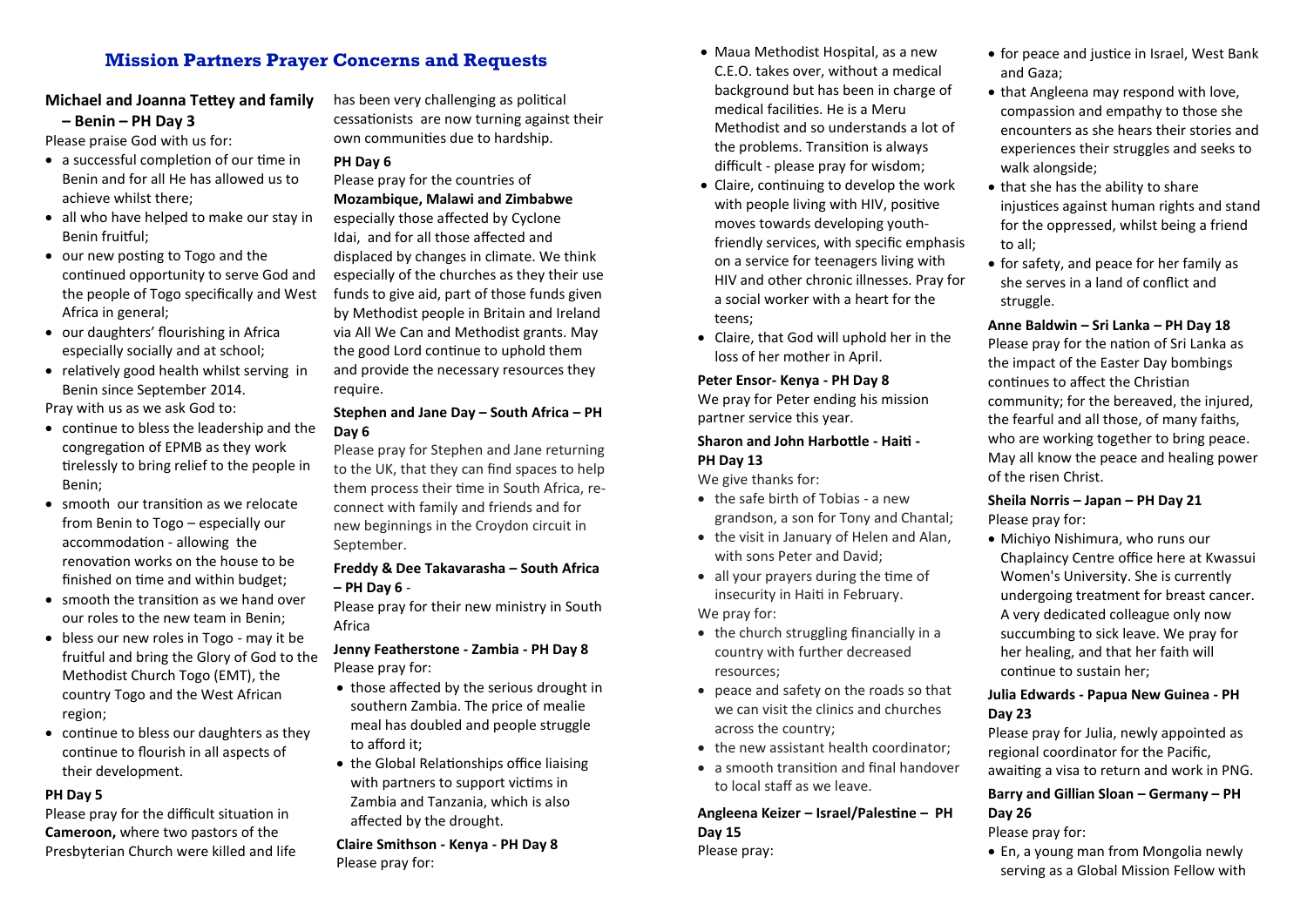# Mission Partners Prayer Concerns and Requests

**Michael and Joanna Tettey and family – Benin – PH Day 3**

Please praise God with us for:

- a successful completion of our time in Benin and for all He has allowed us to achieve whilst there;
- all who have helped to make our stay in Benin fruitful;
- our new posting to Togo and the continued opportunity to serve God and the people of Togo specifically and West Africa in general;
- our daughters' flourishing in Africa especially socially and at school;
- relatively good health whilst serving in Benin since September 2014.

Pray with us as we ask God to:

- continue to bless the leadership and the congregation of EPMB as they work tirelessly to bring relief to the people in Benin;
- smooth our transition as we relocate from Benin to Togo – especially our accommodation - allowing the renovation works on the house to be finished on time and within budget;
- smooth the transition as we hand over our roles to the new team in Benin;
- bless our new roles in Togo - may it be fruitful and bring the Glory of God to the Methodist Church Togo (EMT), the country Togo and the West African region;
- continue to bless our daughters as they continue to flourish in all aspects of their development.

**PH Day 5**

Please pray for the difficult situation in **Cameroon,** where two pastors of the Presbyterian Church were killed and life has been very challenging as political cessationists are now turning against their own communities due to hardship.

**PH Day 6**

Please pray for the countries of **Mozambique, Malawi and Zimbabwe** especially those affected by Cyclone Idai, and for all those affected and displaced by changes in climate. We think especially of the churches as they their use funds to give aid, part of those funds given by Methodist people in Britain and Ireland via All We Can and Methodist grants. May the good Lord continue to uphold them and provide the necessary resources they require.

**Stephen and Jane Day – South Africa – PH Day 6**

Please pray for Stephen and Jane returning to the UK, that they can find spaces to help them process their time in South Africa, re-connect with family and friends and for new beginnings in the Croydon circuit in September.

**Freddy & Dee Takavarasha – South Africa – PH Day 6** -

Please pray for their new ministry in South Africa

**Jenny Featherstone - Zambia - PH Day 8**

Please pray for:

- those affected by the serious drought in southern Zambia. The price of mealie meal has doubled and people struggle to afford it;
- the Global Relationships office liaising with partners to support victims in Zambia and Tanzania, which is also affected by the drought.

**Claire Smithson - Kenya - PH Day 8**

Please pray for:

- Maua Methodist Hospital, as a new C.E.O. takes over, without a medical background but has been in charge of medical facilities. He is a Meru Methodist and so understands a lot of the problems. Transition is always difficult - please pray for wisdom;
- Claire, continuing to develop the work with people living with HIV, positive moves towards developing youth-friendly services, with specific emphasis on a service for teenagers living with HIV and other chronic illnesses. Pray for a social worker with a heart for the teens;
- Claire, that God will uphold her in the loss of her mother in April.

**Peter Ensor- Kenya - PH Day 8**

We pray for Peter ending his mission partner service this year.

**Sharon and John Harbottle - Haiti - PH Day 13**

We give thanks for:

- the safe birth of Tobias - a new grandson, a son for Tony and Chantal;
- the visit in January of Helen and Alan, with sons Peter and David;
- all your prayers during the time of insecurity in Haiti in February.

We pray for:

- the church struggling financially in a country with further decreased resources;
- peace and safety on the roads so that we can visit the clinics and churches across the country;
- the new assistant health coordinator;
- a smooth transition and final handover to local staff as we leave.

**Angleena Keizer – Israel/Palestine – PH Day 15**

Please pray:

- for peace and justice in Israel, West Bank and Gaza;
- that Angleena may respond with love, compassion and empathy to those she encounters as she hears their stories and experiences their struggles and seeks to walk alongside;
- that she has the ability to share injustices against human rights and stand for the oppressed, whilst being a friend to all;
- for safety, and peace for her family as she serves in a land of conflict and struggle.

**Anne Baldwin – Sri Lanka – PH Day 18**

Please pray for the nation of Sri Lanka as the impact of the Easter Day bombings continues to affect the Christian community; for the bereaved, the injured, the fearful and all those, of many faiths, who are working together to bring peace. May all know the peace and healing power of the risen Christ.

**Sheila Norris – Japan – PH Day 21**

Please pray for:

- Michiyo Nishimura, who runs our Chaplaincy Centre office here at Kwassui Women's University. She is currently undergoing treatment for breast cancer. A very dedicated colleague only now succumbing to sick leave. We pray for her healing, and that her faith will continue to sustain her;

**Julia Edwards - Papua New Guinea - PH Day 23**

Please pray for Julia, newly appointed as regional coordinator for the Pacific, awaiting a visa to return and work in PNG.

**Barry and Gillian Sloan – Germany – PH Day 26**

Please pray for:

- En, a young man from Mongolia newly serving as a Global Mission Fellow with